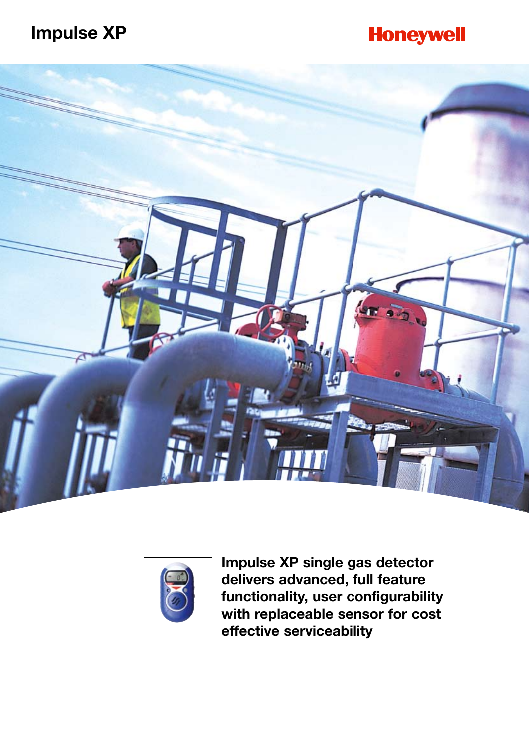# Impulse XP

Honeywell

**Impulse XP single gas detector delivers advanced, full feature functionality, user configurability with replaceable sensor for cost effective serviceability**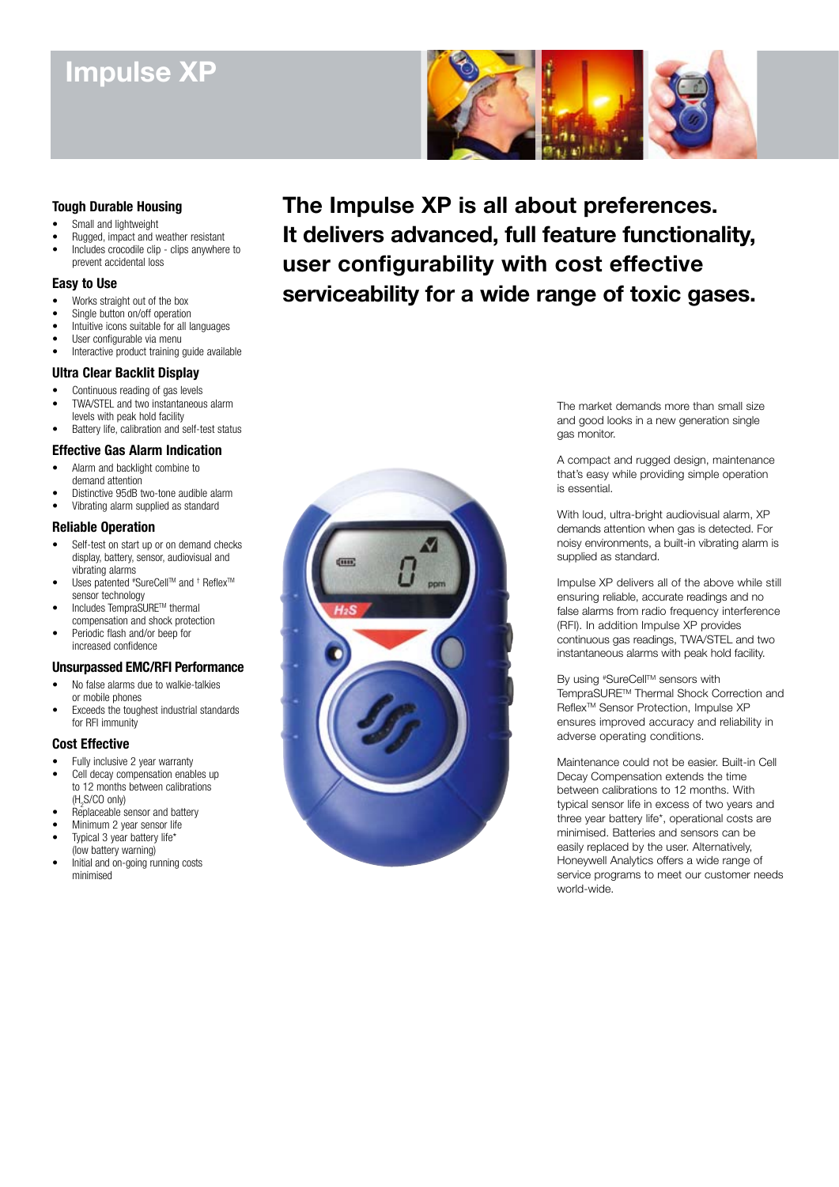# Impulse XP

## The Impulse XP is all about preferences. It delivers advanced, full feature functionality, user configurability with cost effective serviceability for a wide range of toxic gases.

### Tough Durable Housing

- Small and lightweight
- Rugged, impact and weather resistant
- Includes crocodile clip - clips anywhere to prevent accidental loss

### Easy to Use

- Works straight out of the box
- Single button on/off operation
- Intuitive icons suitable for all languages
- User configurable via menu
- Interactive product training guide available

### Ultra Clear Backlit Display

- Continuous reading of gas levels
- TWA/STEL and two instantaneous alarm levels with peak hold facility
- Battery life, calibration and self-test status

### Effective Gas Alarm Indication

- Alarm and backlight combine to demand attention
- Distinctive 95dB two-tone audible alarm
- Vibrating alarm supplied as standard

### Reliable Operation

- Self-test on start up or on demand checks display, battery, sensor, audiovisual and vibrating alarms
- Uses patented #SureCell™ and † Reflex™ sensor technology
- Includes TempraSURE™ thermal compensation and shock protection
- Periodic flash and/or beep for increased confidence

### Unsurpassed EMC/RFI Performance

- No false alarms due to walkie-talkies or mobile phones
- Exceeds the toughest industrial standards for RFI immunity

### Cost Effective

- Fully inclusive 2 year warranty
- Cell decay compensation enables up to 12 months between calibrations ($H_2S$/CO only)
- Replaceable sensor and battery
- Minimum 2 year sensor life
- Typical 3 year battery life* (low battery warning)
- Initial and on-going running costs minimised

The market demands more than small size and good looks in a new generation single gas monitor.

A compact and rugged design, maintenance that's easy while providing simple operation is essential.

With loud, ultra-bright audiovisual alarm, XP demands attention when gas is detected. For noisy environments, a built-in vibrating alarm is supplied as standard.

Impulse XP delivers all of the above while still ensuring reliable, accurate readings and no false alarms from radio frequency interference (RFI). In addition Impulse XP provides continuous gas readings, TWA/STEL and two instantaneous alarms with peak hold facility.

By using #SureCell™ sensors with TempraSURE™ Thermal Shock Correction and Reflex™ Sensor Protection, Impulse XP ensures improved accuracy and reliability in adverse operating conditions.

Maintenance could not be easier. Built-in Cell Decay Compensation extends the time between calibrations to 12 months. With typical sensor life in excess of two years and three year battery life*, operational costs are minimised. Batteries and sensors can be easily replaced by the user. Alternatively, Honeywell Analytics offers a wide range of service programs to meet our customer needs world-wide.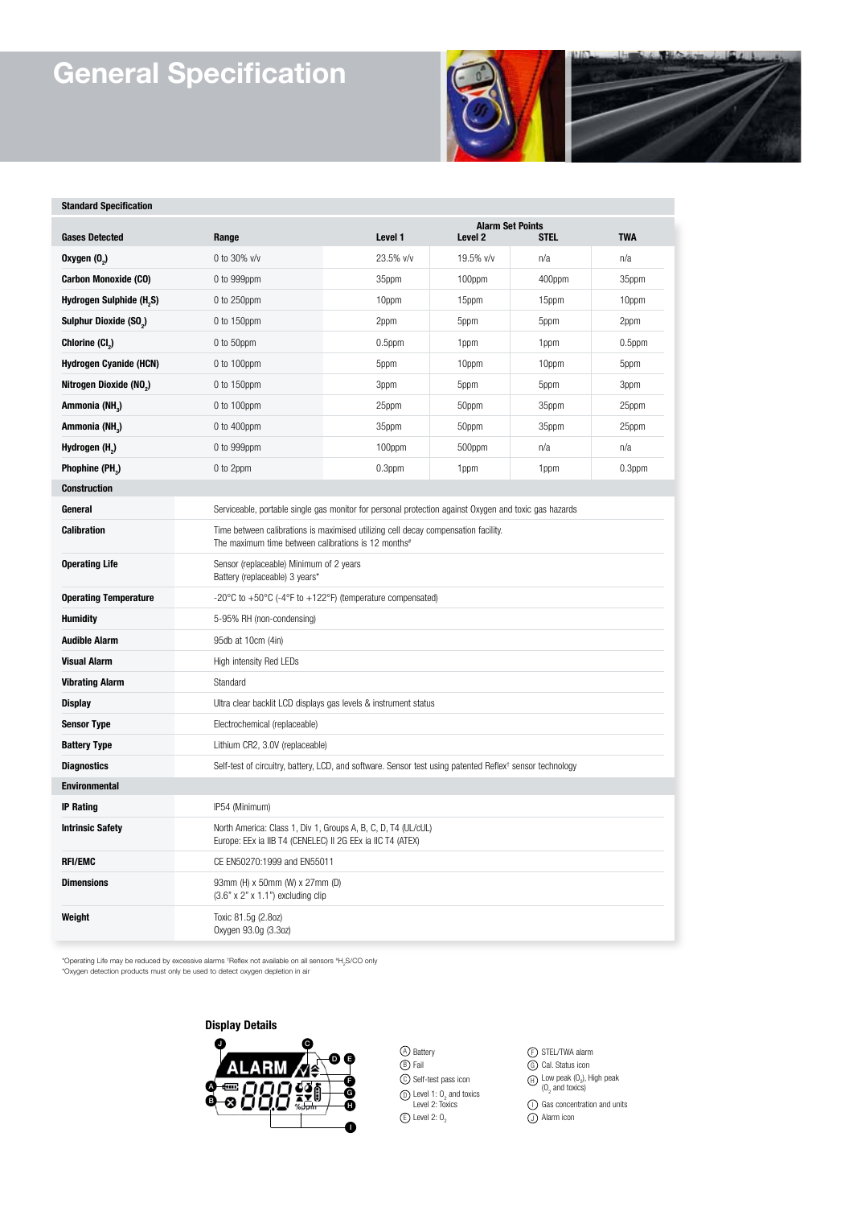# General Specification

## Standard Specification

| Gases Detected | Range | Alarm Set Points Level 1 | Level 2 | STEL | TWA |
|---|---|---|---|---|---|
| **Oxygen ($O_2$)** | 0 to 30% v/v | 23.5% v/v | 19.5% v/v | n/a | n/a |
| **Carbon Monoxide (CO)** | 0 to 999ppm | 35ppm | 100ppm | 400ppm | 35ppm |
| **Hydrogen Sulphide ($H_2S$)** | 0 to 250ppm | 10ppm | 15ppm | 15ppm | 10ppm |
| **Sulphur Dioxide ($SO_2$)** | 0 to 150ppm | 2ppm | 5ppm | 5ppm | 2ppm |
| **Chlorine ($Cl_2$)** | 0 to 50ppm | 0.5ppm | 1ppm | 1ppm | 0.5ppm |
| **Hydrogen Cyanide (HCN)** | 0 to 100ppm | 5ppm | 10ppm | 10ppm | 5ppm |
| **Nitrogen Dioxide ($NO_2$)** | 0 to 150ppm | 3ppm | 5ppm | 5ppm | 3ppm |
| **Ammonia ($NH_3$)** | 0 to 100ppm | 25ppm | 50ppm | 35ppm | 25ppm |
| **Ammonia ($NH_3$)** | 0 to 400ppm | 35ppm | 50ppm | 35ppm | 25ppm |
| **Hydrogen ($H_2$)** | 0 to 999ppm | 100ppm | 500ppm | n/a | n/a |
| **Phophine ($PH_3$)** | 0 to 2ppm | 0.3ppm | 1ppm | 1ppm | 0.3ppm |

## Construction

| | |
|---|---|
| **General** | Serviceable, portable single gas monitor for personal protection against Oxygen and toxic gas hazards |
| **Calibration** | Time between calibrations is maximised utilizing cell decay compensation facility. The maximum time between calibrations is 12 months# |
| **Operating Life** | Sensor (replaceable) Minimum of 2 years<br>Battery (replaceable) 3 years* |
| **Operating Temperature** | -20°C to +50°C (-4°F to +122°F) (temperature compensated) |
| **Humidity** | 5-95% RH (non-condensing) |
| **Audible Alarm** | 95db at 10cm (4in) |
| **Visual Alarm** | High intensity Red LEDs |
| **Vibrating Alarm** | Standard |
| **Display** | Ultra clear backlit LCD displays gas levels & instrument status |
| **Sensor Type** | Electrochemical (replaceable) |
| **Battery Type** | Lithium CR2, 3.0V (replaceable) |
| **Diagnostics** | Self-test of circuitry, battery, LCD, and software. Sensor test using patented Reflex† sensor technology |

## Environmental

| | |
|---|---|
| **IP Rating** | IP54 (Minimum) |
| **Intrinsic Safety** | North America: Class 1, Div 1, Groups A, B, C, D, T4 (UL/cUL)<br>Europe: EEx ia IIB T4 (CENELEC) II 2G EEx ia IIC T4 (ATEX) |
| **RFI/EMC** | CE EN50270:1999 and EN55011 |
| **Dimensions** | 93mm (H) x 50mm (W) x 27mm (D)<br>(3.6" x 2" x 1.1") excluding clip |
| **Weight** | Toxic 81.5g (2.8oz)<br>Oxygen 93.0g (3.3oz) |

*Operating Life may be reduced by excessive alarms †Reflex not available on all sensors #$H_2S$/CO only
"Oxygen detection products must only be used to detect oxygen depletion in air

## Display Details

- Ⓐ Battery
- Ⓑ Fail
- Ⓒ Self-test pass icon
- Ⓓ Level 1: $O_2$ and toxics, Level 2: Toxics
- Ⓔ Level 2: $O_2$
- Ⓕ STEL/TWA alarm
- Ⓖ Cal. Status icon
- Ⓗ Low peak ($O_2$), High peak ($O_2$ and toxics)
- Ⓘ Gas concentration and units
- Ⓙ Alarm icon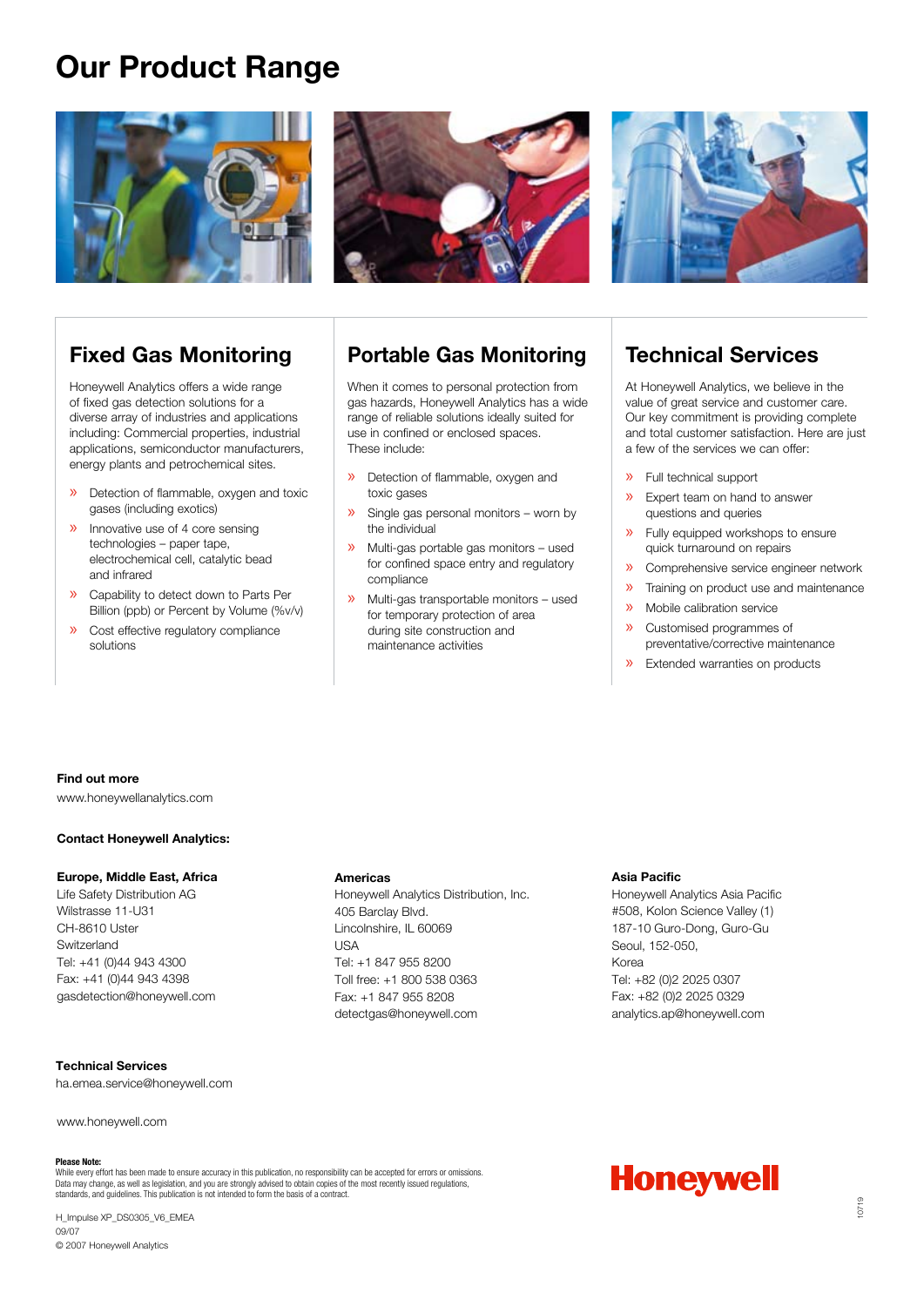# Our Product Range

## Fixed Gas Monitoring

Honeywell Analytics offers a wide range of fixed gas detection solutions for a diverse array of industries and applications including: Commercial properties, industrial applications, semiconductor manufacturers, energy plants and petrochemical sites.

- Detection of flammable, oxygen and toxic gases (including exotics)
- Innovative use of 4 core sensing technologies – paper tape, electrochemical cell, catalytic bead and infrared
- Capability to detect down to Parts Per Billion (ppb) or Percent by Volume (%v/v)
- Cost effective regulatory compliance solutions

## Portable Gas Monitoring

When it comes to personal protection from gas hazards, Honeywell Analytics has a wide range of reliable solutions ideally suited for use in confined or enclosed spaces. These include:

- Detection of flammable, oxygen and toxic gases
- Single gas personal monitors – worn by the individual
- Multi-gas portable gas monitors – used for confined space entry and regulatory compliance
- Multi-gas transportable monitors – used for temporary protection of area during site construction and maintenance activities

## Technical Services

At Honeywell Analytics, we believe in the value of great service and customer care. Our key commitment is providing complete and total customer satisfaction. Here are just a few of the services we can offer:

- Full technical support
- Expert team on hand to answer questions and queries
- Fully equipped workshops to ensure quick turnaround on repairs
- Comprehensive service engineer network
- Training on product use and maintenance
- Mobile calibration service
- Customised programmes of preventative/corrective maintenance
- Extended warranties on products

**Find out more**

www.honeywellanalytics.com

**Contact Honeywell Analytics:**

**Europe, Middle East, Africa**
Life Safety Distribution AG
Wilstrasse 11-U31
CH-8610 Uster
Switzerland
Tel: +41 (0)44 943 4300
Fax: +41 (0)44 943 4398
gasdetection@honeywell.com

**Americas**
Honeywell Analytics Distribution, Inc.
405 Barclay Blvd.
Lincolnshire, IL 60069
USA
Tel: +1 847 955 8200
Toll free: +1 800 538 0363
Fax: +1 847 955 8208
detectgas@honeywell.com

**Asia Pacific**
Honeywell Analytics Asia Pacific
#508, Kolon Science Valley (1)
187-10 Guro-Dong, Guro-Gu
Seoul, 152-050,
Korea
Tel: +82 (0)2 2025 0307
Fax: +82 (0)2 2025 0329
analytics.ap@honeywell.com

**Technical Services**
ha.emea.service@honeywell.com

www.honeywell.com

**Please Note:**
While every effort has been made to ensure accuracy in this publication, no responsibility can be accepted for errors or omissions. Data may change, as well as legislation, and you are strongly advised to obtain copies of the most recently issued regulations, standards, and guidelines. This publication is not intended to form the basis of a contract.

H_Impulse XP_DS0305_V6_EMEA
09/07
© 2007 Honeywell Analytics

Honeywell

10719